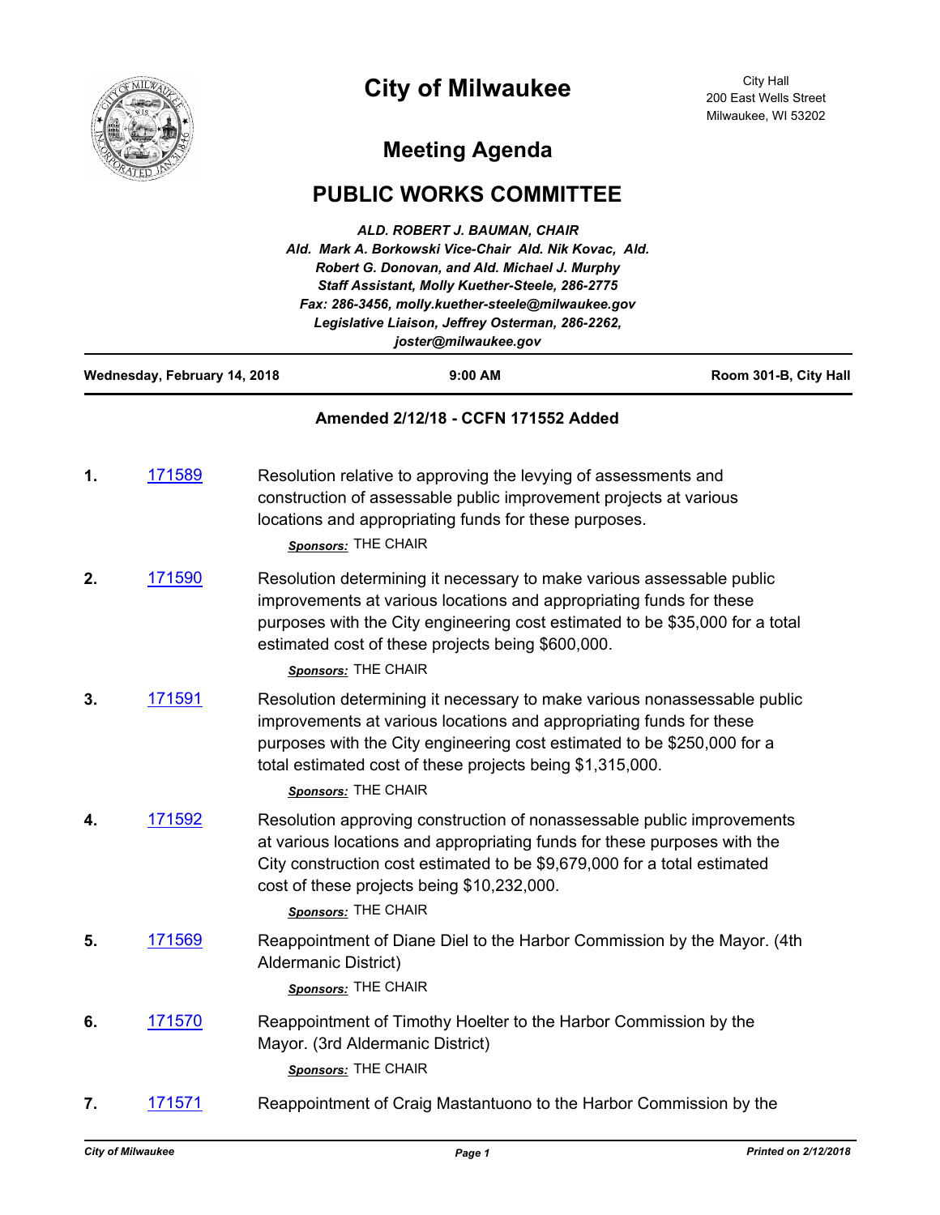# City of Milwaukee

City Hall
200 East Wells Street
Milwaukee, WI 53202

## Meeting Agenda

## PUBLIC WORKS COMMITTEE

***ALD. ROBERT J. BAUMAN, CHAIR***
***Ald. Mark A. Borkowski Vice-Chair Ald. Nik Kovac, Ald. Robert G. Donovan, and Ald. Michael J. Murphy***
***Staff Assistant, Molly Kuether-Steele, 286-2775***
***Fax: 286-3456, molly.kuether-steele@milwaukee.gov***
***Legislative Liaison, Jeffrey Osterman, 286-2262, joster@milwaukee.gov***

**Wednesday, February 14, 2018** | **9:00 AM** | **Room 301-B, City Hall**

**Amended 2/12/18 - CCFN 171552 Added**

**1.** 171589 Resolution relative to approving the levying of assessments and construction of assessable public improvement projects at various locations and appropriating funds for these purposes.

*Sponsors:* THE CHAIR

**2.** 171590 Resolution determining it necessary to make various assessable public improvements at various locations and appropriating funds for these purposes with the City engineering cost estimated to be $35,000 for a total estimated cost of these projects being $600,000.

*Sponsors:* THE CHAIR

**3.** 171591 Resolution determining it necessary to make various nonassessable public improvements at various locations and appropriating funds for these purposes with the City engineering cost estimated to be $250,000 for a total estimated cost of these projects being $1,315,000.

*Sponsors:* THE CHAIR

**4.** 171592 Resolution approving construction of nonassessable public improvements at various locations and appropriating funds for these purposes with the City construction cost estimated to be $9,679,000 for a total estimated cost of these projects being $10,232,000.

*Sponsors:* THE CHAIR

**5.** 171569 Reappointment of Diane Diel to the Harbor Commission by the Mayor. (4th Aldermanic District)

*Sponsors:* THE CHAIR

**6.** 171570 Reappointment of Timothy Hoelter to the Harbor Commission by the Mayor. (3rd Aldermanic District)

*Sponsors:* THE CHAIR

**7.** 171571 Reappointment of Craig Mastantuono to the Harbor Commission by the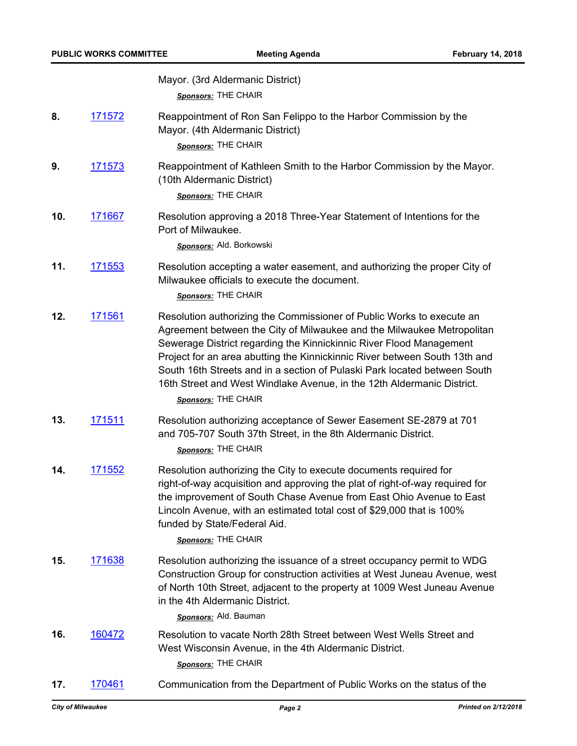Mayor. (3rd Aldermanic District)

***Sponsors:*** THE CHAIR

**8.** 171572 Reappointment of Ron San Felippo to the Harbor Commission by the Mayor. (4th Aldermanic District)

***Sponsors:*** THE CHAIR

**9.** 171573 Reappointment of Kathleen Smith to the Harbor Commission by the Mayor. (10th Aldermanic District)

***Sponsors:*** THE CHAIR

**10.** 171667 Resolution approving a 2018 Three-Year Statement of Intentions for the Port of Milwaukee.

***Sponsors:*** Ald. Borkowski

**11.** 171553 Resolution accepting a water easement, and authorizing the proper City of Milwaukee officials to execute the document.

***Sponsors:*** THE CHAIR

**12.** 171561 Resolution authorizing the Commissioner of Public Works to execute an Agreement between the City of Milwaukee and the Milwaukee Metropolitan Sewerage District regarding the Kinnickinnic River Flood Management Project for an area abutting the Kinnickinnic River between South 13th and South 16th Streets and in a section of Pulaski Park located between South 16th Street and West Windlake Avenue, in the 12th Aldermanic District.

***Sponsors:*** THE CHAIR

**13.** 171511 Resolution authorizing acceptance of Sewer Easement SE-2879 at 701 and 705-707 South 37th Street, in the 8th Aldermanic District.

***Sponsors:*** THE CHAIR

**14.** 171552 Resolution authorizing the City to execute documents required for right-of-way acquisition and approving the plat of right-of-way required for the improvement of South Chase Avenue from East Ohio Avenue to East Lincoln Avenue, with an estimated total cost of $29,000 that is 100% funded by State/Federal Aid.

***Sponsors:*** THE CHAIR

**15.** 171638 Resolution authorizing the issuance of a street occupancy permit to WDG Construction Group for construction activities at West Juneau Avenue, west of North 10th Street, adjacent to the property at 1009 West Juneau Avenue in the 4th Aldermanic District.

***Sponsors:*** Ald. Bauman

**16.** 160472 Resolution to vacate North 28th Street between West Wells Street and West Wisconsin Avenue, in the 4th Aldermanic District.

***Sponsors:*** THE CHAIR

**17.** 170461 Communication from the Department of Public Works on the status of the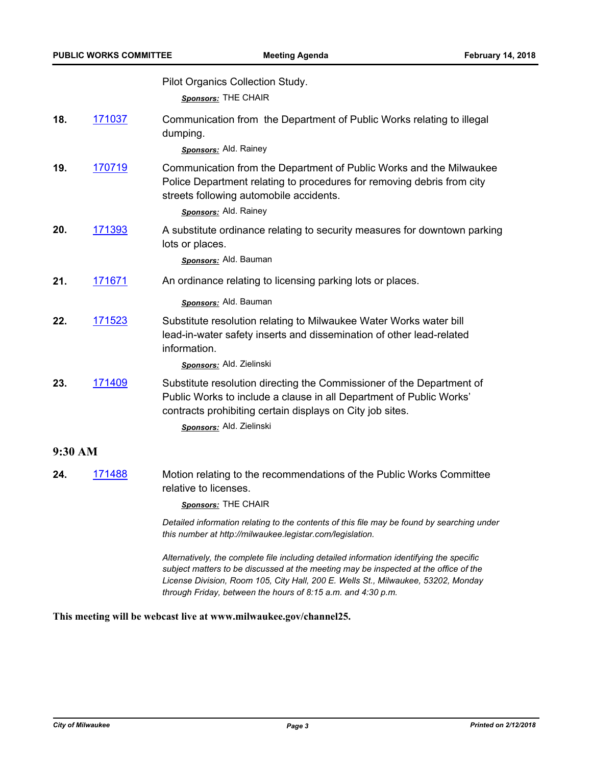Pilot Organics Collection Study.

***Sponsors:*** THE CHAIR

**18.** [171037] Communication from the Department of Public Works relating to illegal dumping.

***Sponsors:*** Ald. Rainey

**19.** [170719] Communication from the Department of Public Works and the Milwaukee Police Department relating to procedures for removing debris from city streets following automobile accidents.

***Sponsors:*** Ald. Rainey

**20.** [171393] A substitute ordinance relating to security measures for downtown parking lots or places.

***Sponsors:*** Ald. Bauman

**21.** [171671] An ordinance relating to licensing parking lots or places.

***Sponsors:*** Ald. Bauman

**22.** [171523] Substitute resolution relating to Milwaukee Water Works water bill lead-in-water safety inserts and dissemination of other lead-related information.

***Sponsors:*** Ald. Zielinski

**23.** [171409] Substitute resolution directing the Commissioner of the Department of Public Works to include a clause in all Department of Public Works' contracts prohibiting certain displays on City job sites.

***Sponsors:*** Ald. Zielinski

## 9:30 AM

**24.** [171488] Motion relating to the recommendations of the Public Works Committee relative to licenses.

***Sponsors:*** THE CHAIR

*Detailed information relating to the contents of this file may be found by searching under this number at http://milwaukee.legistar.com/legislation.*

*Alternatively, the complete file including detailed information identifying the specific subject matters to be discussed at the meeting may be inspected at the office of the License Division, Room 105, City Hall, 200 E. Wells St., Milwaukee, 53202, Monday through Friday, between the hours of 8:15 a.m. and 4:30 p.m.*

**This meeting will be webcast live at www.milwaukee.gov/channel25.**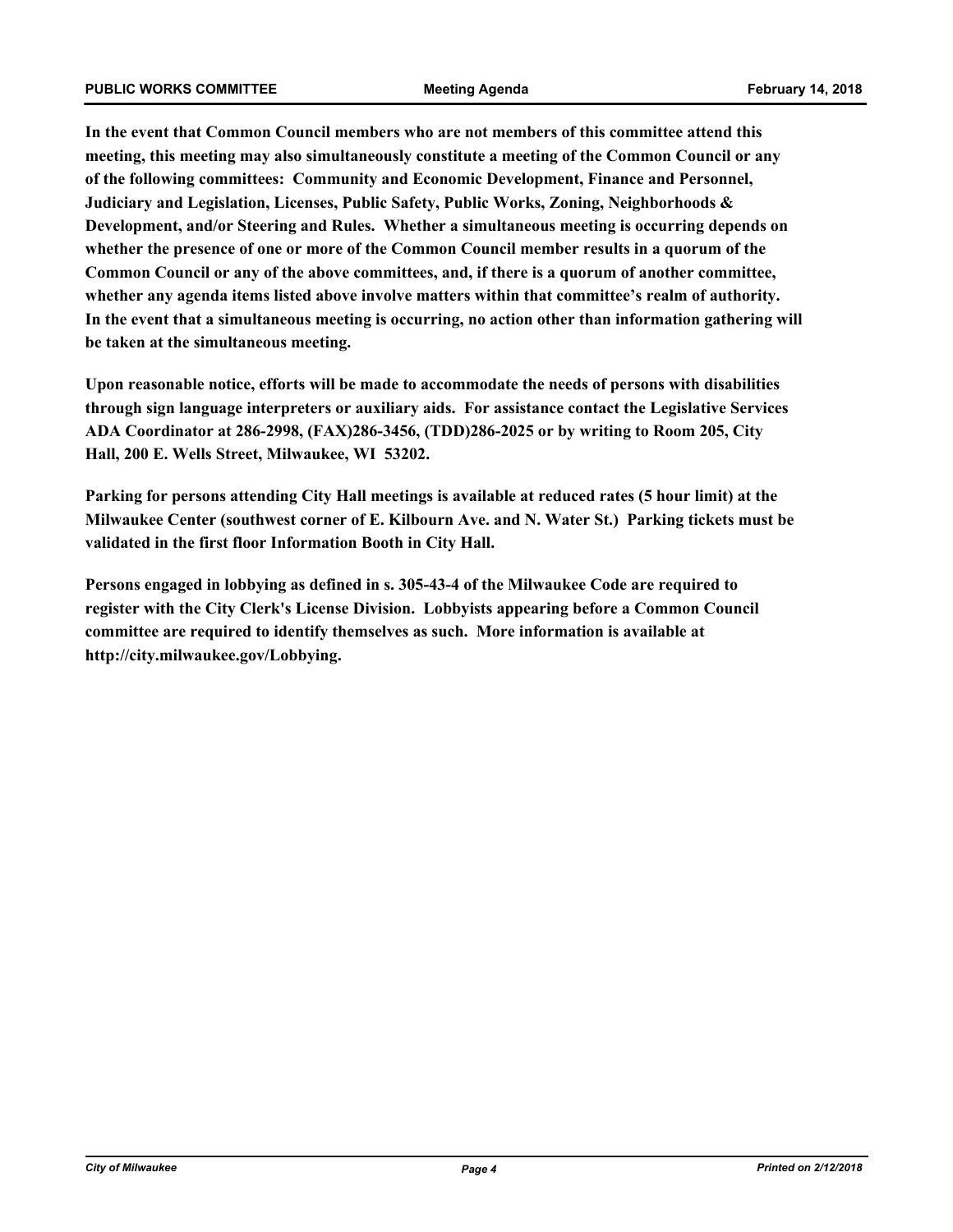**In the event that Common Council members who are not members of this committee attend this meeting, this meeting may also simultaneously constitute a meeting of the Common Council or any of the following committees: Community and Economic Development, Finance and Personnel, Judiciary and Legislation, Licenses, Public Safety, Public Works, Zoning, Neighborhoods & Development, and/or Steering and Rules. Whether a simultaneous meeting is occurring depends on whether the presence of one or more of the Common Council member results in a quorum of the Common Council or any of the above committees, and, if there is a quorum of another committee, whether any agenda items listed above involve matters within that committee's realm of authority. In the event that a simultaneous meeting is occurring, no action other than information gathering will be taken at the simultaneous meeting.**

**Upon reasonable notice, efforts will be made to accommodate the needs of persons with disabilities through sign language interpreters or auxiliary aids. For assistance contact the Legislative Services ADA Coordinator at 286-2998, (FAX)286-3456, (TDD)286-2025 or by writing to Room 205, City Hall, 200 E. Wells Street, Milwaukee, WI 53202.**

**Parking for persons attending City Hall meetings is available at reduced rates (5 hour limit) at the Milwaukee Center (southwest corner of E. Kilbourn Ave. and N. Water St.) Parking tickets must be validated in the first floor Information Booth in City Hall.**

**Persons engaged in lobbying as defined in s. 305-43-4 of the Milwaukee Code are required to register with the City Clerk's License Division. Lobbyists appearing before a Common Council committee are required to identify themselves as such. More information is available at http://city.milwaukee.gov/Lobbying.**